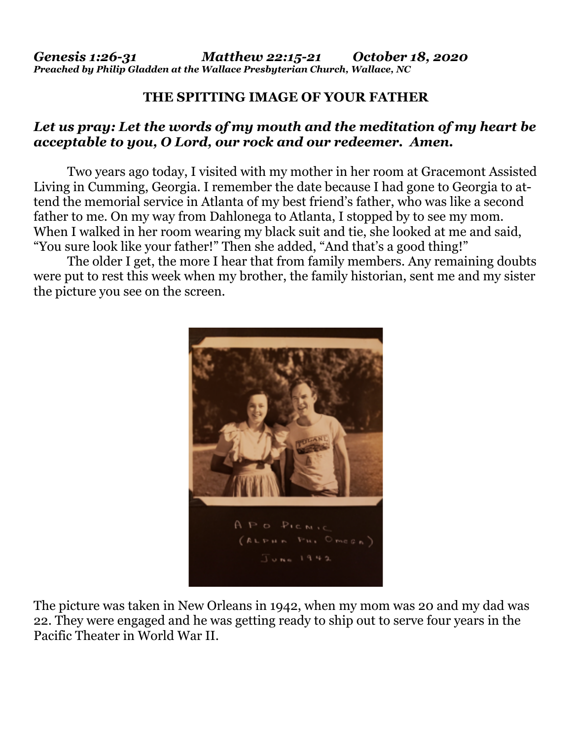***Genesis 1:26-31 Matthew 22:15-21 October 18, 2020***
***Preached by Philip Gladden at the Wallace Presbyterian Church, Wallace, NC***

# THE SPITTING IMAGE OF YOUR FATHER

***Let us pray: Let the words of my mouth and the meditation of my heart be acceptable to you, O Lord, our rock and our redeemer. Amen.***

Two years ago today, I visited with my mother in her room at Gracemont Assisted Living in Cumming, Georgia. I remember the date because I had gone to Georgia to attend the memorial service in Atlanta of my best friend's father, who was like a second father to me. On my way from Dahlonega to Atlanta, I stopped by to see my mom. When I walked in her room wearing my black suit and tie, she looked at me and said, "You sure look like your father!" Then she added, "And that's a good thing!"

The older I get, the more I hear that from family members. Any remaining doubts were put to rest this week when my brother, the family historian, sent me and my sister the picture you see on the screen.

APO Picnic
(Alpha Phi Omega)
June 1942

The picture was taken in New Orleans in 1942, when my mom was 20 and my dad was 22. They were engaged and he was getting ready to ship out to serve four years in the Pacific Theater in World War II.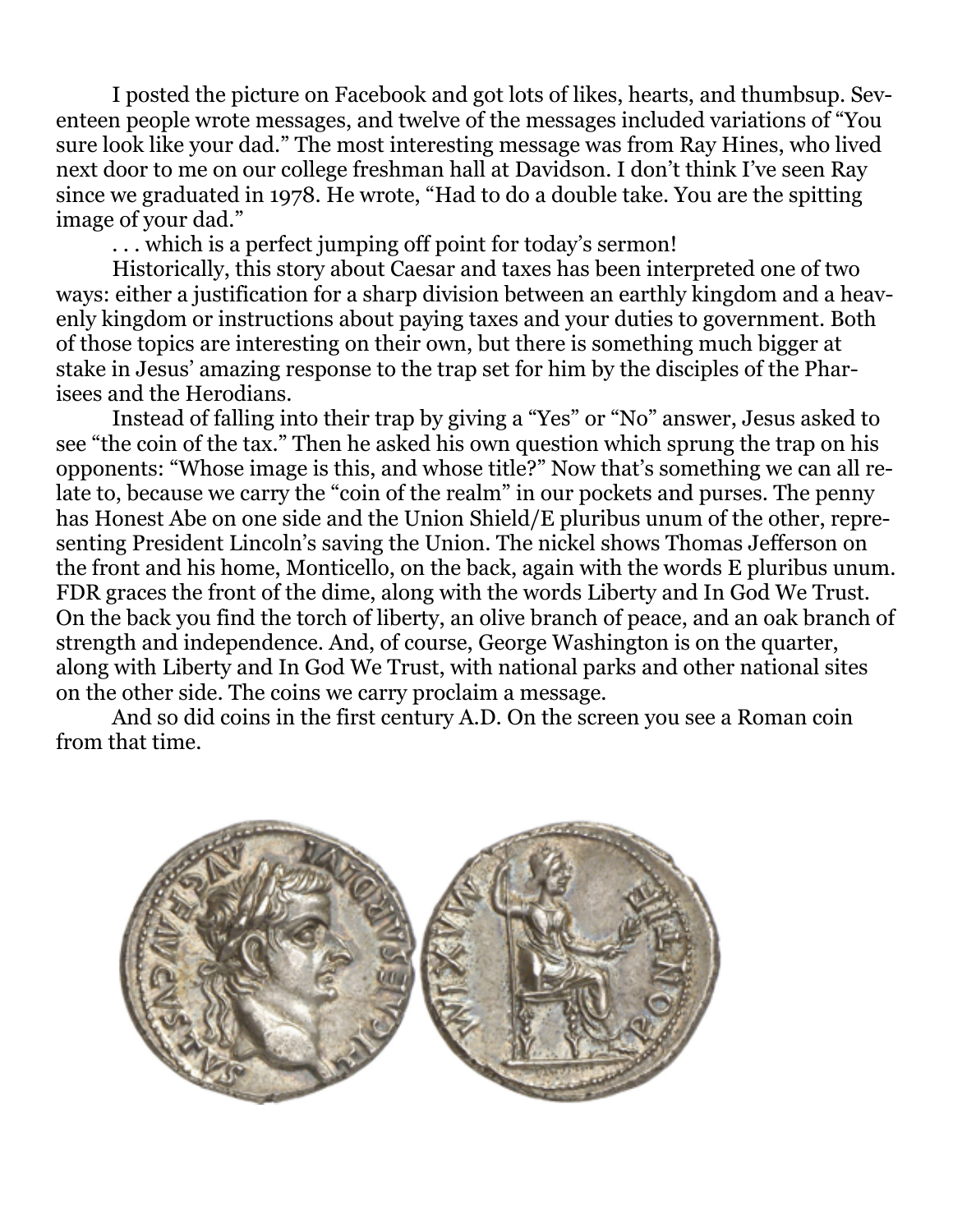I posted the picture on Facebook and got lots of likes, hearts, and thumbsup. Seventeen people wrote messages, and twelve of the messages included variations of "You sure look like your dad." The most interesting message was from Ray Hines, who lived next door to me on our college freshman hall at Davidson. I don't think I've seen Ray since we graduated in 1978. He wrote, "Had to do a double take. You are the spitting image of your dad."

. . . which is a perfect jumping off point for today's sermon!

Historically, this story about Caesar and taxes has been interpreted one of two ways: either a justification for a sharp division between an earthly kingdom and a heavenly kingdom or instructions about paying taxes and your duties to government. Both of those topics are interesting on their own, but there is something much bigger at stake in Jesus' amazing response to the trap set for him by the disciples of the Pharisees and the Herodians.

Instead of falling into their trap by giving a "Yes" or "No" answer, Jesus asked to see "the coin of the tax." Then he asked his own question which sprung the trap on his opponents: "Whose image is this, and whose title?" Now that's something we can all relate to, because we carry the "coin of the realm" in our pockets and purses. The penny has Honest Abe on one side and the Union Shield/E pluribus unum of the other, representing President Lincoln's saving the Union. The nickel shows Thomas Jefferson on the front and his home, Monticello, on the back, again with the words E pluribus unum. FDR graces the front of the dime, along with the words Liberty and In God We Trust. On the back you find the torch of liberty, an olive branch of peace, and an oak branch of strength and independence. And, of course, George Washington is on the quarter, along with Liberty and In God We Trust, with national parks and other national sites on the other side. The coins we carry proclaim a message.

And so did coins in the first century A.D. On the screen you see a Roman coin from that time.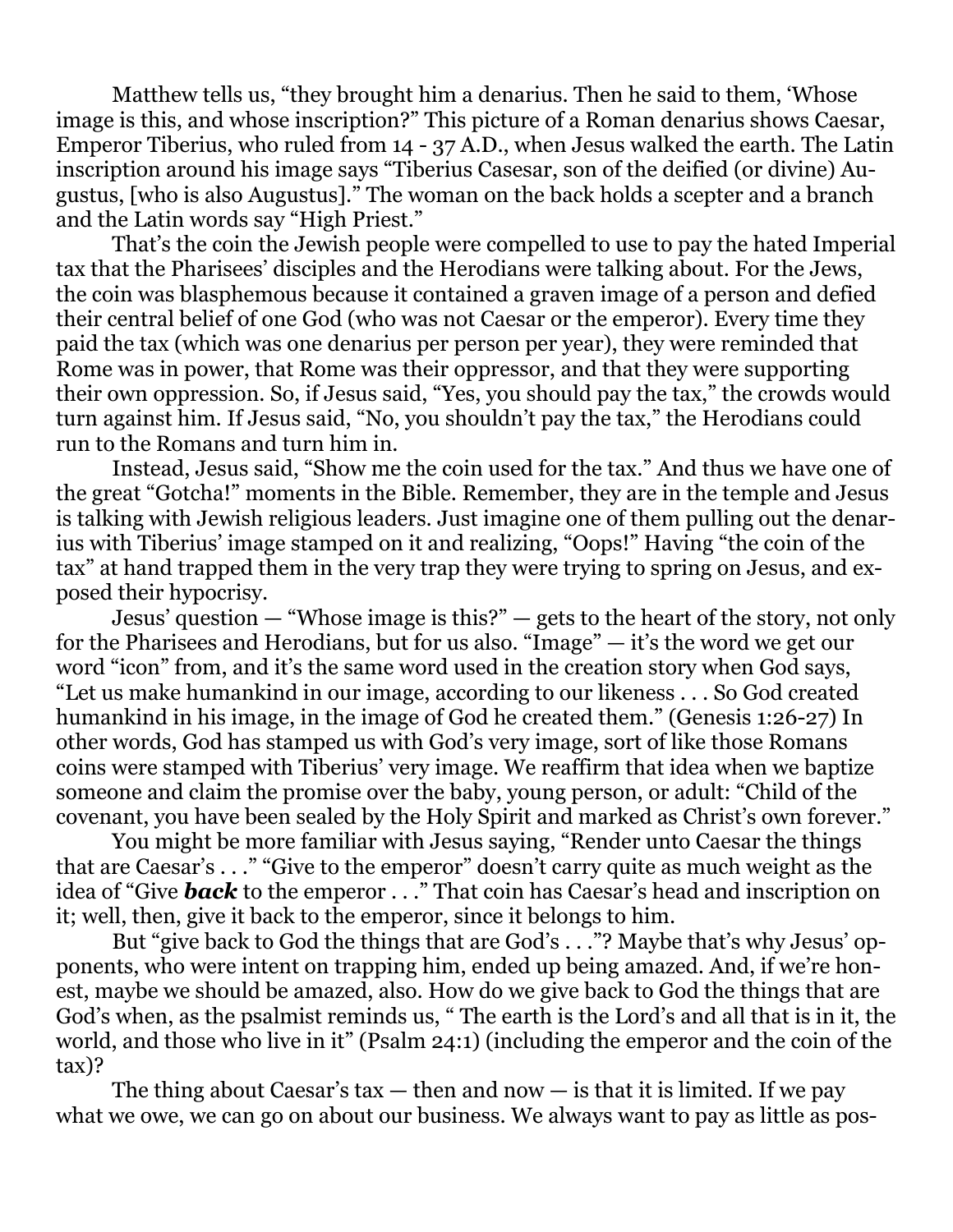Matthew tells us, "they brought him a denarius. Then he said to them, 'Whose image is this, and whose inscription?" This picture of a Roman denarius shows Caesar, Emperor Tiberius, who ruled from 14 - 37 A.D., when Jesus walked the earth. The Latin inscription around his image says "Tiberius Casesar, son of the deified (or divine) Augustus, [who is also Augustus]." The woman on the back holds a scepter and a branch and the Latin words say "High Priest."

That's the coin the Jewish people were compelled to use to pay the hated Imperial tax that the Pharisees' disciples and the Herodians were talking about. For the Jews, the coin was blasphemous because it contained a graven image of a person and defied their central belief of one God (who was not Caesar or the emperor). Every time they paid the tax (which was one denarius per person per year), they were reminded that Rome was in power, that Rome was their oppressor, and that they were supporting their own oppression. So, if Jesus said, "Yes, you should pay the tax," the crowds would turn against him. If Jesus said, "No, you shouldn't pay the tax," the Herodians could run to the Romans and turn him in.

Instead, Jesus said, "Show me the coin used for the tax." And thus we have one of the great "Gotcha!" moments in the Bible. Remember, they are in the temple and Jesus is talking with Jewish religious leaders. Just imagine one of them pulling out the denarius with Tiberius' image stamped on it and realizing, "Oops!" Having "the coin of the tax" at hand trapped them in the very trap they were trying to spring on Jesus, and exposed their hypocrisy.

Jesus' question — "Whose image is this?" — gets to the heart of the story, not only for the Pharisees and Herodians, but for us also. "Image" — it's the word we get our word "icon" from, and it's the same word used in the creation story when God says, "Let us make humankind in our image, according to our likeness . . . So God created humankind in his image, in the image of God he created them." (Genesis 1:26-27) In other words, God has stamped us with God's very image, sort of like those Romans coins were stamped with Tiberius' very image. We reaffirm that idea when we baptize someone and claim the promise over the baby, young person, or adult: "Child of the covenant, you have been sealed by the Holy Spirit and marked as Christ's own forever."

You might be more familiar with Jesus saying, "Render unto Caesar the things that are Caesar's . . ." "Give to the emperor" doesn't carry quite as much weight as the idea of "Give ***back*** to the emperor . . ." That coin has Caesar's head and inscription on it; well, then, give it back to the emperor, since it belongs to him.

But "give back to God the things that are God's . . ."? Maybe that's why Jesus' opponents, who were intent on trapping him, ended up being amazed. And, if we're honest, maybe we should be amazed, also. How do we give back to God the things that are God's when, as the psalmist reminds us, " The earth is the Lord's and all that is in it, the world, and those who live in it" (Psalm 24:1) (including the emperor and the coin of the tax)?

The thing about Caesar's tax — then and now — is that it is limited. If we pay what we owe, we can go on about our business. We always want to pay as little as pos-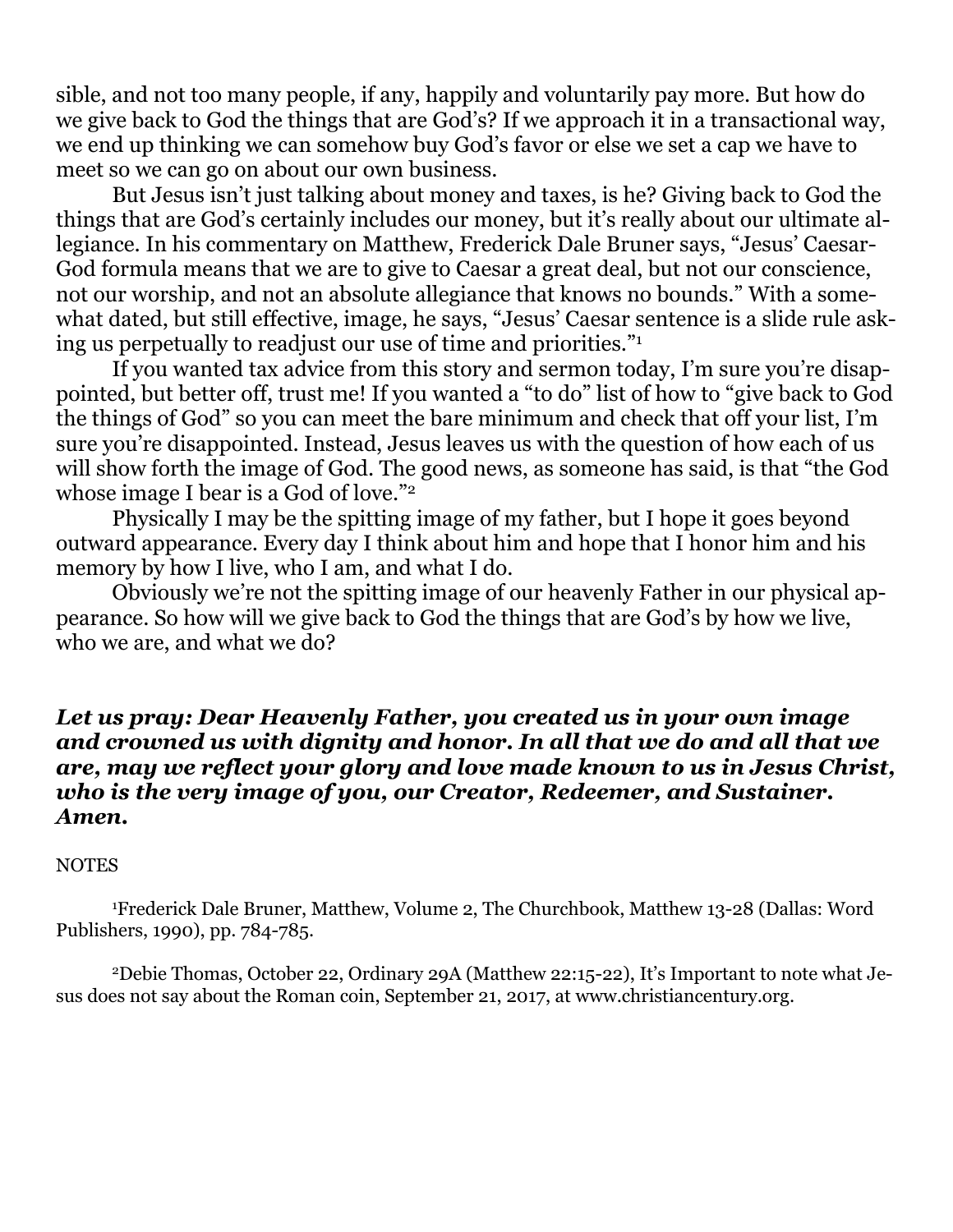sible, and not too many people, if any, happily and voluntarily pay more. But how do we give back to God the things that are God's? If we approach it in a transactional way, we end up thinking we can somehow buy God's favor or else we set a cap we have to meet so we can go on about our own business.

But Jesus isn't just talking about money and taxes, is he? Giving back to God the things that are God's certainly includes our money, but it's really about our ultimate allegiance. In his commentary on Matthew, Frederick Dale Bruner says, "Jesus' Caesar-God formula means that we are to give to Caesar a great deal, but not our conscience, not our worship, and not an absolute allegiance that knows no bounds." With a somewhat dated, but still effective, image, he says, "Jesus' Caesar sentence is a slide rule asking us perpetually to readjust our use of time and priorities."[1]

If you wanted tax advice from this story and sermon today, I'm sure you're disappointed, but better off, trust me! If you wanted a "to do" list of how to "give back to God the things of God" so you can meet the bare minimum and check that off your list, I'm sure you're disappointed. Instead, Jesus leaves us with the question of how each of us will show forth the image of God. The good news, as someone has said, is that "the God whose image I bear is a God of love."[2]

Physically I may be the spitting image of my father, but I hope it goes beyond outward appearance. Every day I think about him and hope that I honor him and his memory by how I live, who I am, and what I do.

Obviously we're not the spitting image of our heavenly Father in our physical appearance. So how will we give back to God the things that are God's by how we live, who we are, and what we do?

***Let us pray: Dear Heavenly Father, you created us in your own image and crowned us with dignity and honor. In all that we do and all that we are, may we reflect your glory and love made known to us in Jesus Christ, who is the very image of you, our Creator, Redeemer, and Sustainer. Amen.***

NOTES

[1]Frederick Dale Bruner, Matthew, Volume 2, The Churchbook, Matthew 13-28 (Dallas: Word Publishers, 1990), pp. 784-785.

[2]Debie Thomas, October 22, Ordinary 29A (Matthew 22:15-22), It's Important to note what Jesus does not say about the Roman coin, September 21, 2017, at www.christiancentury.org.